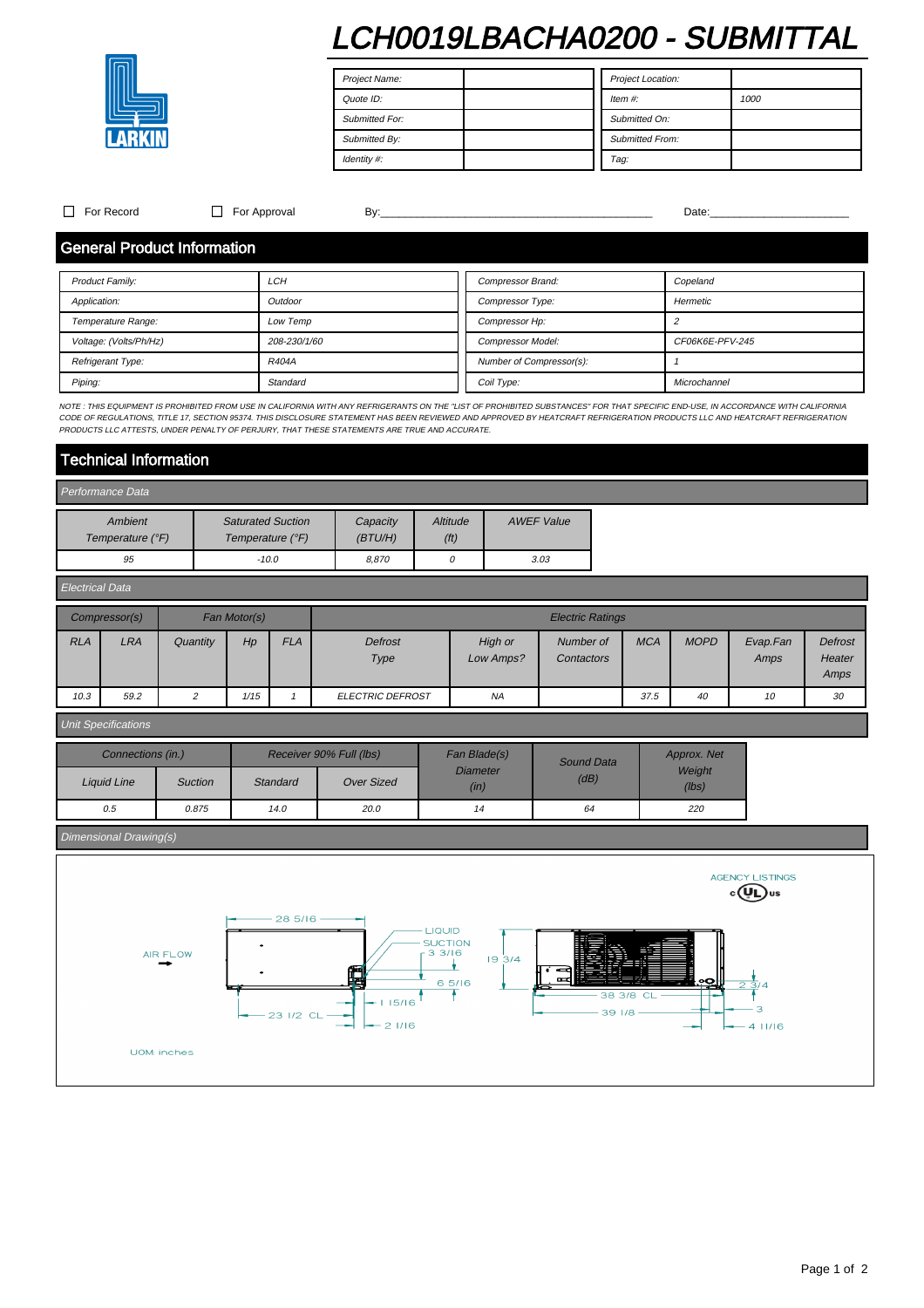# LCH0019LBACHA0200 - SUBMITTAL

LARKIN

| Project Name: | | Project Location: | |
|---|---|---|---|
| Quote ID: | | Item #: | 1000 |
| Submitted For: | | Submitted On: | |
| Submitted By: | | Submitted From: | |
| Identity #: | | Tag: | |

☐ For Record ☐ For Approval By:____________________________________________ Date:_______________________

## General Product Information

| Product Family: | LCH | Compressor Brand: | Copeland |
|---|---|---|---|
| Application: | Outdoor | Compressor Type: | Hermetic |
| Temperature Range: | Low Temp | Compressor Hp: | 2 |
| Voltage: (Volts/Ph/Hz) | 208-230/1/60 | Compressor Model: | CF06K6E-PFV-245 |
| Refrigerant Type: | R404A | Number of Compressor(s): | 1 |
| Piping: | Standard | Coil Type: | Microchannel |

*NOTE : THIS EQUIPMENT IS PROHIBITED FROM USE IN CALIFORNIA WITH ANY REFRIGERANTS ON THE "LIST OF PROHIBITED SUBSTANCES" FOR THAT SPECIFIC END-USE, IN ACCORDANCE WITH CALIFORNIA CODE OF REGULATIONS, TITLE 17, SECTION 95374. THIS DISCLOSURE STATEMENT HAS BEEN REVIEWED AND APPROVED BY HEATCRAFT REFRIGERATION PRODUCTS LLC AND HEATCRAFT REFRIGERATION PRODUCTS LLC ATTESTS, UNDER PENALTY OF PERJURY, THAT THESE STATEMENTS ARE TRUE AND ACCURATE.*

## Technical Information

### Performance Data

| Ambient Temperature (°F) | Saturated Suction Temperature (°F) | Capacity (BTU/H) | Altitude (ft) | AWEF Value |
|---|---|---|---|---|
| 95 | -10.0 | 8,870 | 0 | 3.03 |

### Electrical Data

| Compressor(s) | | Fan Motor(s) | | | Electric Ratings | | | | | | |
|---|---|---|---|---|---|---|---|---|---|---|---|
| RLA | LRA | Quantity | Hp | FLA | Defrost Type | High or Low Amps? | Number of Contactors | MCA | MOPD | Evap.Fan Amps | Defrost Heater Amps |
| 10.3 | 59.2 | 2 | 1/15 | 1 | ELECTRIC DEFROST | NA | | 37.5 | 40 | 10 | 30 |

### Unit Specifications

| Connections (in.) | | Receiver 90% Full (lbs) | | Fan Blade(s) Diameter (in) | Sound Data (dB) | Approx. Net Weight (lbs) |
|---|---|---|---|---|---|---|
| Liquid Line | Suction | Standard | Over Sized | | | |
| 0.5 | 0.875 | 14.0 | 20.0 | 14 | 64 | 220 |

### Dimensional Drawing(s)

AGENCY LISTINGS
c UL us

AIR FLOW

28 5/16

LIQUID
SUCTION
3 3/16

19 3/4

6 5/16

1 15/16

23 1/2 CL

2 1/16

38 3/8 CL

39 1/8

2 3/4

3

4 11/16

UOM: inches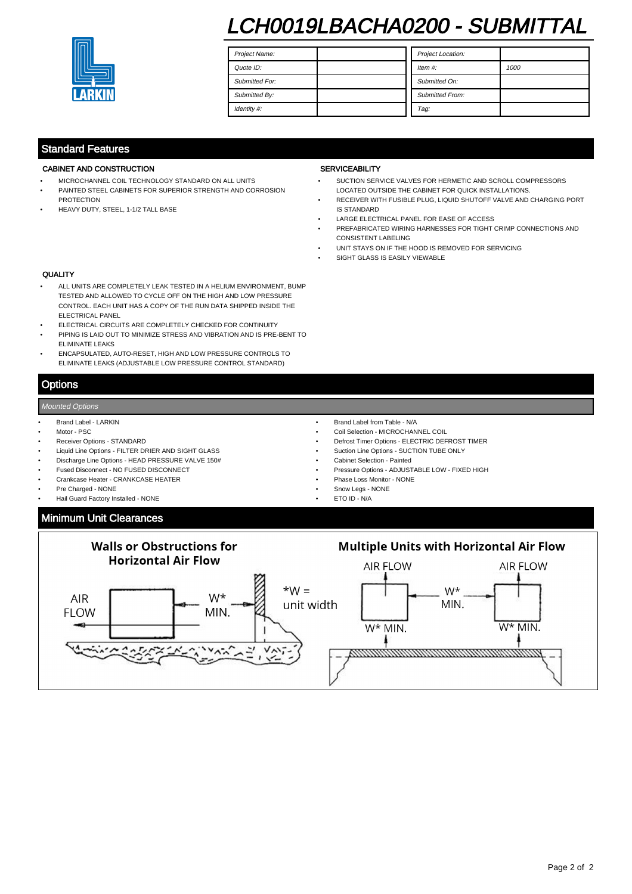# LCH0019LBACHA0200 - SUBMITTAL

| | | | |
|---|---|---|---|
| *Project Name:* | | *Project Location:* | |
| *Quote ID:* | | *Item #:* | *1000* |
| *Submitted For:* | | *Submitted On:* | |
| *Submitted By:* | | *Submitted From:* | |
| *Identity #:* | | *Tag:* | |

## Standard Features

### CABINET AND CONSTRUCTION

- MICROCHANNEL COIL TECHNOLOGY STANDARD ON ALL UNITS
- PAINTED STEEL CABINETS FOR SUPERIOR STRENGTH AND CORROSION PROTECTION
- HEAVY DUTY, STEEL, 1-1/2 TALL BASE

### SERVICEABILITY

- SUCTION SERVICE VALVES FOR HERMETIC AND SCROLL COMPRESSORS LOCATED OUTSIDE THE CABINET FOR QUICK INSTALLATIONS.
- RECEIVER WITH FUSIBLE PLUG, LIQUID SHUTOFF VALVE AND CHARGING PORT IS STANDARD
- LARGE ELECTRICAL PANEL FOR EASE OF ACCESS
- PREFABRICATED WIRING HARNESSES FOR TIGHT CRIMP CONNECTIONS AND CONSISTENT LABELING
- UNIT STAYS ON IF THE HOOD IS REMOVED FOR SERVICING
- SIGHT GLASS IS EASILY VIEWABLE

### QUALITY

- ALL UNITS ARE COMPLETELY LEAK TESTED IN A HELIUM ENVIRONMENT, BUMP TESTED AND ALLOWED TO CYCLE OFF ON THE HIGH AND LOW PRESSURE CONTROL. EACH UNIT HAS A COPY OF THE RUN DATA SHIPPED INSIDE THE ELECTRICAL PANEL
- ELECTRICAL CIRCUITS ARE COMPLETELY CHECKED FOR CONTINUITY
- PIPING IS LAID OUT TO MINIMIZE STRESS AND VIBRATION AND IS PRE-BENT TO ELIMINATE LEAKS
- ENCAPSULATED, AUTO-RESET, HIGH AND LOW PRESSURE CONTROLS TO ELIMINATE LEAKS (ADJUSTABLE LOW PRESSURE CONTROL STANDARD)

## Options

*Mounted Options*

- Brand Label - LARKIN
- Motor - PSC
- Receiver Options - STANDARD
- Liquid Line Options - FILTER DRIER AND SIGHT GLASS
- Discharge Line Options - HEAD PRESSURE VALVE 150#
- Fused Disconnect - NO FUSED DISCONNECT
- Crankcase Heater - CRANKCASE HEATER
- Pre Charged - NONE
- Hail Guard Factory Installed - NONE
- Brand Label from Table - N/A
- Coil Selection - MICROCHANNEL COIL
- Defrost Timer Options - ELECTRIC DEFROST TIMER
- Suction Line Options - SUCTION TUBE ONLY
- Cabinet Selection - Painted
- Pressure Options - ADJUSTABLE LOW - FIXED HIGH
- Phase Loss Monitor - NONE
- Snow Legs - NONE
- ETO ID - N/A

## Minimum Unit Clearances

**Walls or Obstructions for Horizontal Air Flow**

AIR FLOW

W* MIN.

*W = unit width

**Multiple Units with Horizontal Air Flow**

AIR FLOW

AIR FLOW

W* MIN.

W* MIN.

W* MIN.